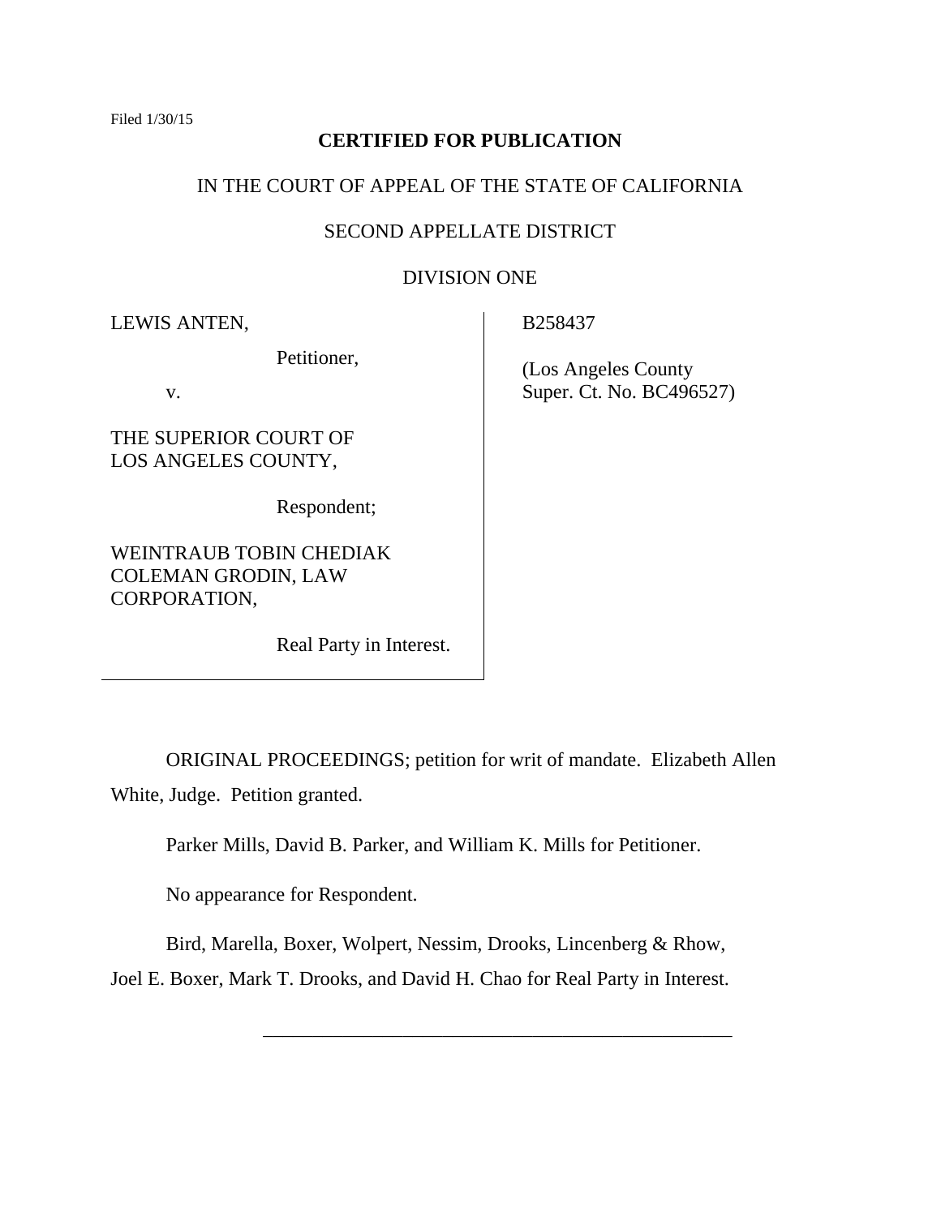Filed 1/30/15

**CERTIFIED FOR PUBLICATION**

IN THE COURT OF APPEAL OF THE STATE OF CALIFORNIA

SECOND APPELLATE DISTRICT

DIVISION ONE

| | |
|---|---|
| LEWIS ANTEN,<br><br>Petitioner,<br><br>v.<br><br>THE SUPERIOR COURT OF LOS ANGELES COUNTY,<br><br>Respondent;<br><br>WEINTRAUB TOBIN CHEDIAK COLEMAN GRODIN, LAW CORPORATION,<br><br>Real Party in Interest. | B258437<br><br>(Los Angeles County Super. Ct. No. BC496527) |

ORIGINAL PROCEEDINGS; petition for writ of mandate. Elizabeth Allen White, Judge. Petition granted.

Parker Mills, David B. Parker, and William K. Mills for Petitioner.

No appearance for Respondent.

Bird, Marella, Boxer, Wolpert, Nessim, Drooks, Lincenberg & Rhow, Joel E. Boxer, Mark T. Drooks, and David H. Chao for Real Party in Interest.

---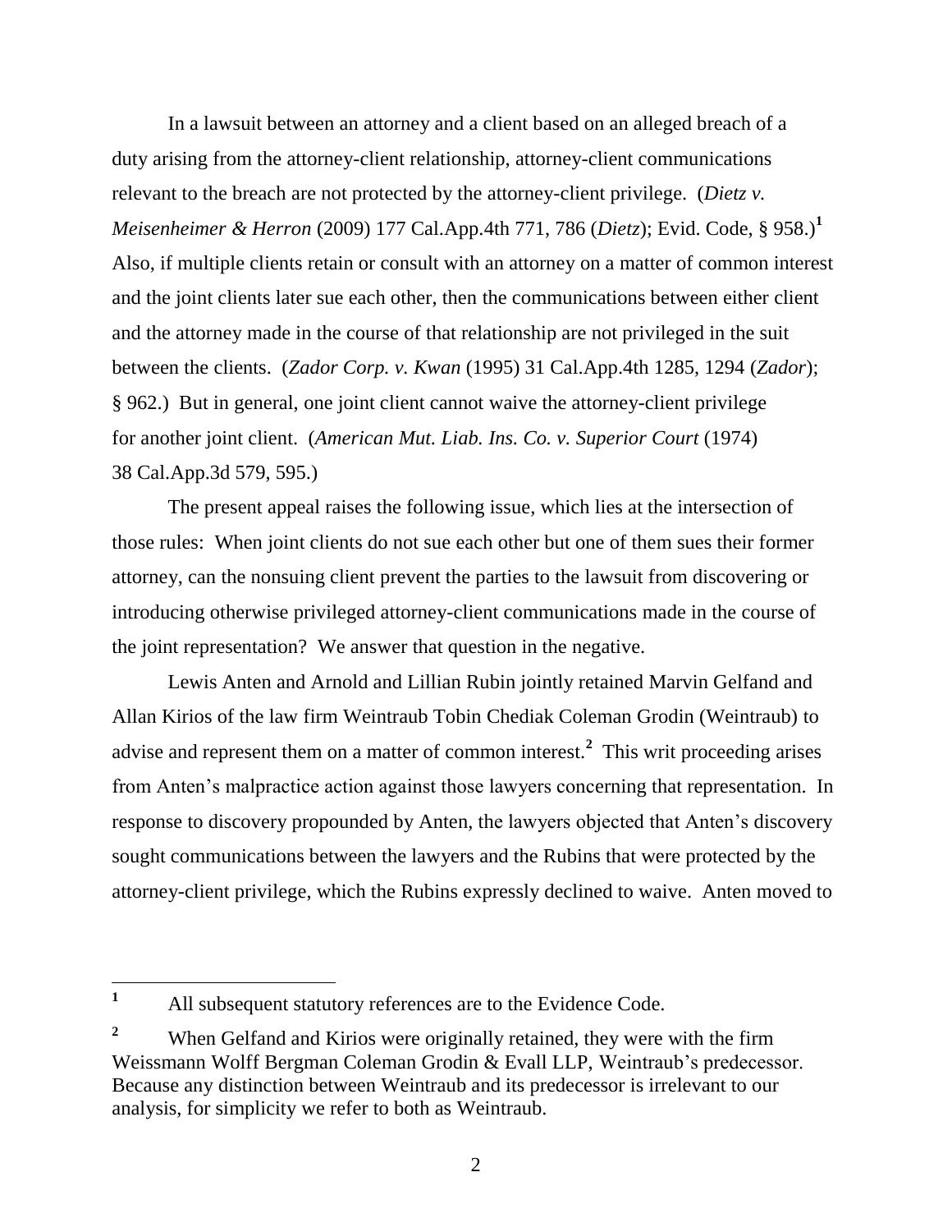In a lawsuit between an attorney and a client based on an alleged breach of a duty arising from the attorney-client relationship, attorney-client communications relevant to the breach are not protected by the attorney-client privilege. (*Dietz v. Meisenheimer & Herron* (2009) 177 Cal.App.4th 771, 786 (*Dietz*); Evid. Code, § 958.)[1] Also, if multiple clients retain or consult with an attorney on a matter of common interest and the joint clients later sue each other, then the communications between either client and the attorney made in the course of that relationship are not privileged in the suit between the clients. (*Zador Corp. v. Kwan* (1995) 31 Cal.App.4th 1285, 1294 (*Zador*); § 962.) But in general, one joint client cannot waive the attorney-client privilege for another joint client. (*American Mut. Liab. Ins. Co. v. Superior Court* (1974) 38 Cal.App.3d 579, 595.)

The present appeal raises the following issue, which lies at the intersection of those rules: When joint clients do not sue each other but one of them sues their former attorney, can the nonsuing client prevent the parties to the lawsuit from discovering or introducing otherwise privileged attorney-client communications made in the course of the joint representation? We answer that question in the negative.

Lewis Anten and Arnold and Lillian Rubin jointly retained Marvin Gelfand and Allan Kirios of the law firm Weintraub Tobin Chediak Coleman Grodin (Weintraub) to advise and represent them on a matter of common interest.[2] This writ proceeding arises from Anten's malpractice action against those lawyers concerning that representation. In response to discovery propounded by Anten, the lawyers objected that Anten's discovery sought communications between the lawyers and the Rubins that were protected by the attorney-client privilege, which the Rubins expressly declined to waive. Anten moved to

---

[1] All subsequent statutory references are to the Evidence Code.

[2] When Gelfand and Kirios were originally retained, they were with the firm Weissmann Wolff Bergman Coleman Grodin & Evall LLP, Weintraub's predecessor. Because any distinction between Weintraub and its predecessor is irrelevant to our analysis, for simplicity we refer to both as Weintraub.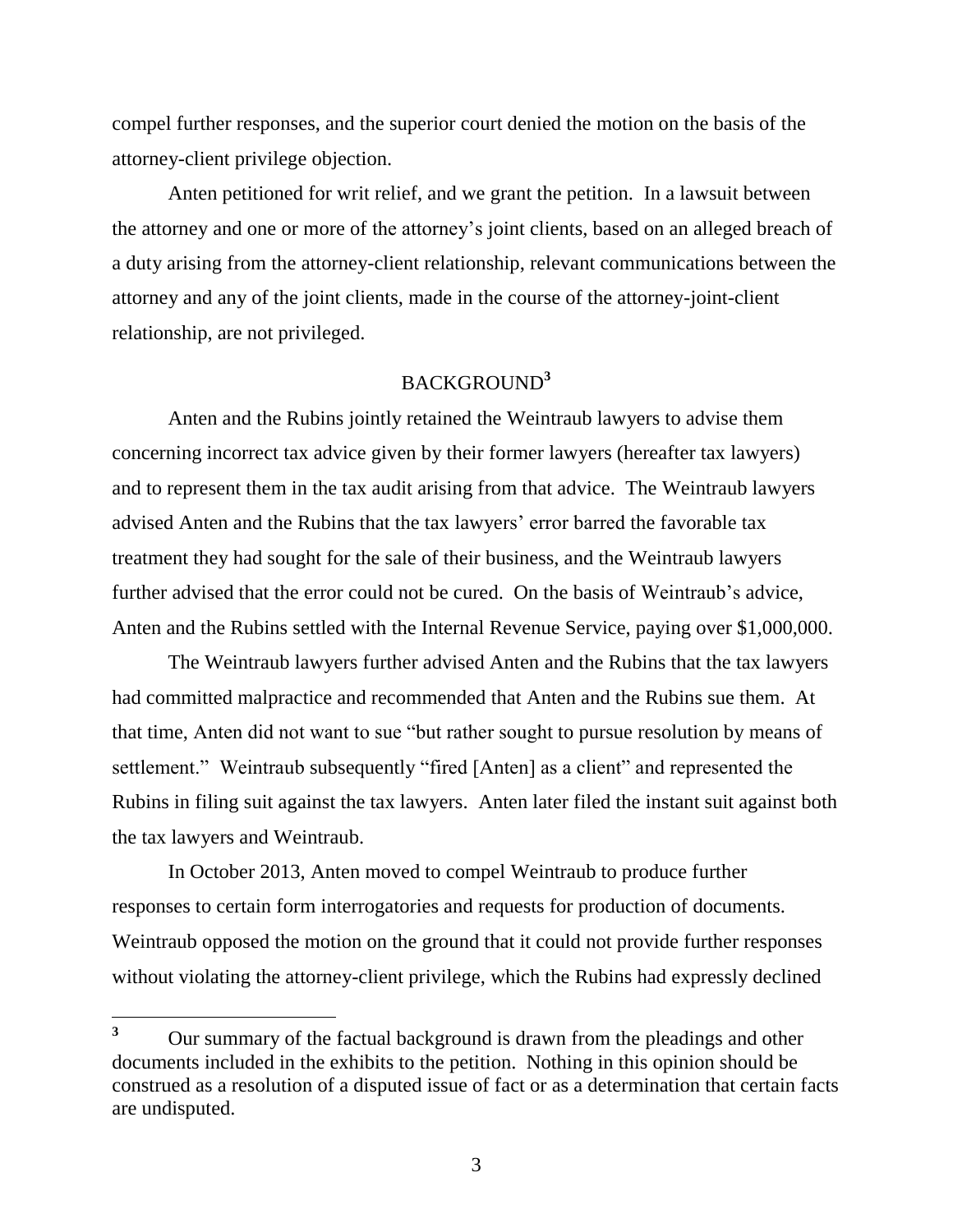compel further responses, and the superior court denied the motion on the basis of the attorney-client privilege objection.

Anten petitioned for writ relief, and we grant the petition. In a lawsuit between the attorney and one or more of the attorney's joint clients, based on an alleged breach of a duty arising from the attorney-client relationship, relevant communications between the attorney and any of the joint clients, made in the course of the attorney-joint-client relationship, are not privileged.

## BACKGROUND[3]

Anten and the Rubins jointly retained the Weintraub lawyers to advise them concerning incorrect tax advice given by their former lawyers (hereafter tax lawyers) and to represent them in the tax audit arising from that advice. The Weintraub lawyers advised Anten and the Rubins that the tax lawyers' error barred the favorable tax treatment they had sought for the sale of their business, and the Weintraub lawyers further advised that the error could not be cured. On the basis of Weintraub's advice, Anten and the Rubins settled with the Internal Revenue Service, paying over $1,000,000.

The Weintraub lawyers further advised Anten and the Rubins that the tax lawyers had committed malpractice and recommended that Anten and the Rubins sue them. At that time, Anten did not want to sue "but rather sought to pursue resolution by means of settlement." Weintraub subsequently "fired [Anten] as a client" and represented the Rubins in filing suit against the tax lawyers. Anten later filed the instant suit against both the tax lawyers and Weintraub.

In October 2013, Anten moved to compel Weintraub to produce further responses to certain form interrogatories and requests for production of documents. Weintraub opposed the motion on the ground that it could not provide further responses without violating the attorney-client privilege, which the Rubins had expressly declined

---

[3] Our summary of the factual background is drawn from the pleadings and other documents included in the exhibits to the petition. Nothing in this opinion should be construed as a resolution of a disputed issue of fact or as a determination that certain facts are undisputed.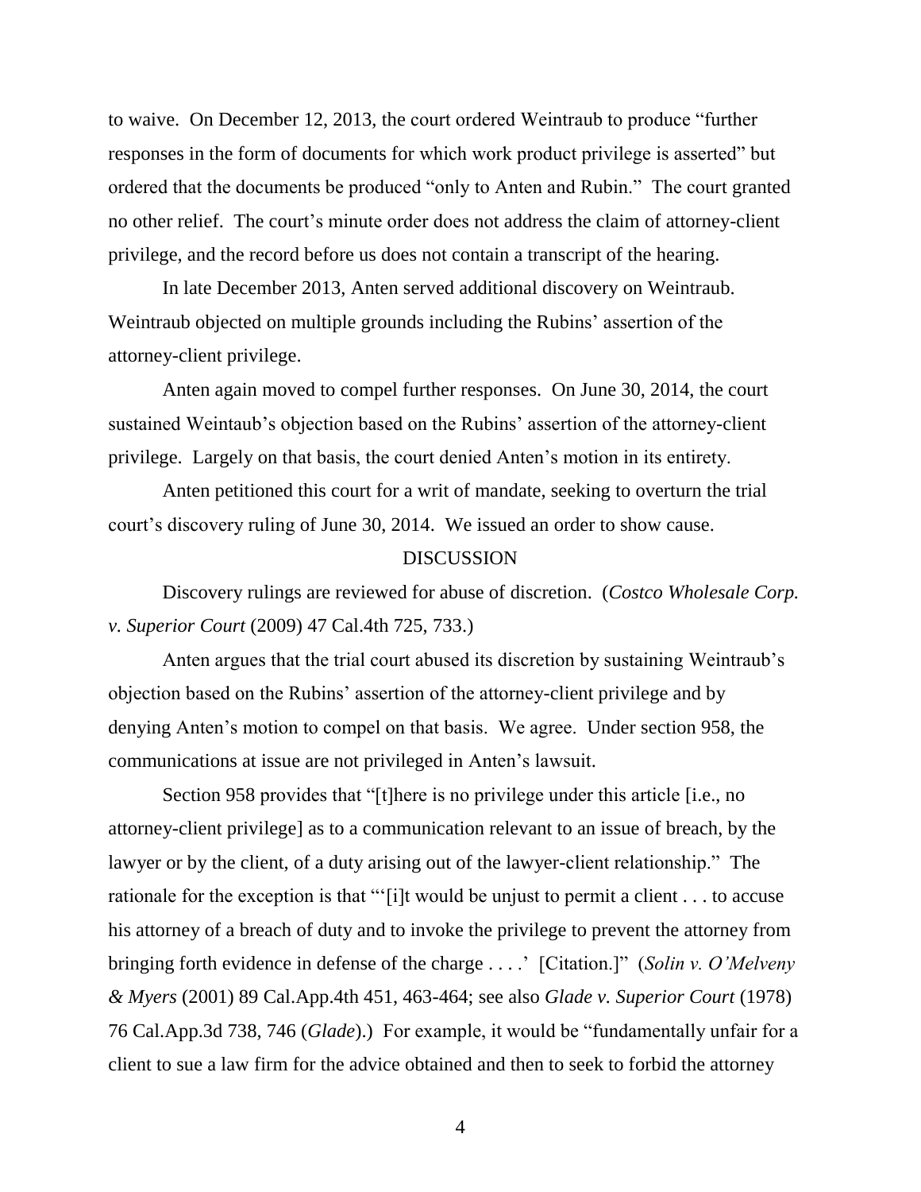to waive. On December 12, 2013, the court ordered Weintraub to produce "further responses in the form of documents for which work product privilege is asserted" but ordered that the documents be produced "only to Anten and Rubin." The court granted no other relief. The court's minute order does not address the claim of attorney-client privilege, and the record before us does not contain a transcript of the hearing.

In late December 2013, Anten served additional discovery on Weintraub. Weintraub objected on multiple grounds including the Rubins' assertion of the attorney-client privilege.

Anten again moved to compel further responses. On June 30, 2014, the court sustained Weintaub's objection based on the Rubins' assertion of the attorney-client privilege. Largely on that basis, the court denied Anten's motion in its entirety.

Anten petitioned this court for a writ of mandate, seeking to overturn the trial court's discovery ruling of June 30, 2014. We issued an order to show cause.

## DISCUSSION

Discovery rulings are reviewed for abuse of discretion. (*Costco Wholesale Corp. v. Superior Court* (2009) 47 Cal.4th 725, 733.)

Anten argues that the trial court abused its discretion by sustaining Weintraub's objection based on the Rubins' assertion of the attorney-client privilege and by denying Anten's motion to compel on that basis. We agree. Under section 958, the communications at issue are not privileged in Anten's lawsuit.

Section 958 provides that "[t]here is no privilege under this article [i.e., no attorney-client privilege] as to a communication relevant to an issue of breach, by the lawyer or by the client, of a duty arising out of the lawyer-client relationship." The rationale for the exception is that "'[i]t would be unjust to permit a client . . . to accuse his attorney of a breach of duty and to invoke the privilege to prevent the attorney from bringing forth evidence in defense of the charge . . . .' [Citation.]" (*Solin v. O'Melveny & Myers* (2001) 89 Cal.App.4th 451, 463-464; see also *Glade v. Superior Court* (1978) 76 Cal.App.3d 738, 746 (*Glade*).) For example, it would be "fundamentally unfair for a client to sue a law firm for the advice obtained and then to seek to forbid the attorney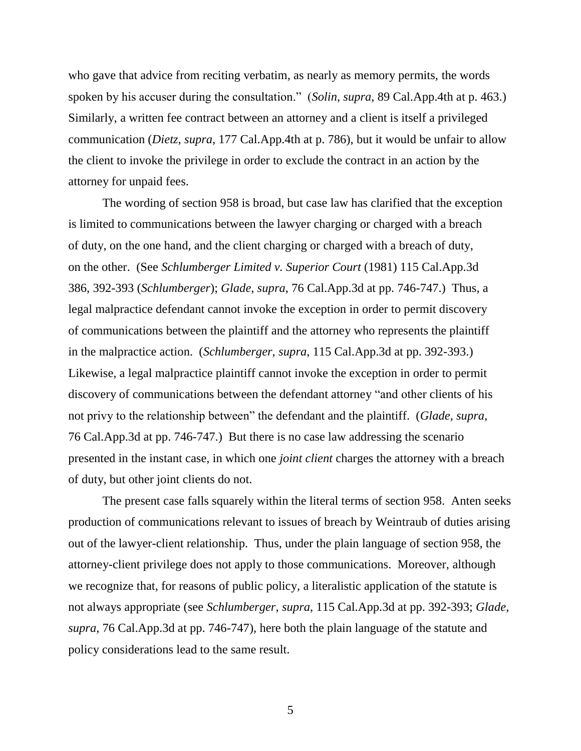who gave that advice from reciting verbatim, as nearly as memory permits, the words spoken by his accuser during the consultation." (*Solin*, *supra*, 89 Cal.App.4th at p. 463.) Similarly, a written fee contract between an attorney and a client is itself a privileged communication (*Dietz*, *supra*, 177 Cal.App.4th at p. 786), but it would be unfair to allow the client to invoke the privilege in order to exclude the contract in an action by the attorney for unpaid fees.

The wording of section 958 is broad, but case law has clarified that the exception is limited to communications between the lawyer charging or charged with a breach of duty, on the one hand, and the client charging or charged with a breach of duty, on the other. (See *Schlumberger Limited v. Superior Court* (1981) 115 Cal.App.3d 386, 392-393 (*Schlumberger*); *Glade*, *supra*, 76 Cal.App.3d at pp. 746-747.) Thus, a legal malpractice defendant cannot invoke the exception in order to permit discovery of communications between the plaintiff and the attorney who represents the plaintiff in the malpractice action. (*Schlumberger*, *supra*, 115 Cal.App.3d at pp. 392-393.) Likewise, a legal malpractice plaintiff cannot invoke the exception in order to permit discovery of communications between the defendant attorney "and other clients of his not privy to the relationship between" the defendant and the plaintiff. (*Glade*, *supra*, 76 Cal.App.3d at pp. 746-747.) But there is no case law addressing the scenario presented in the instant case, in which one *joint client* charges the attorney with a breach of duty, but other joint clients do not.

The present case falls squarely within the literal terms of section 958. Anten seeks production of communications relevant to issues of breach by Weintraub of duties arising out of the lawyer-client relationship. Thus, under the plain language of section 958, the attorney-client privilege does not apply to those communications. Moreover, although we recognize that, for reasons of public policy, a literalistic application of the statute is not always appropriate (see *Schlumberger*, *supra*, 115 Cal.App.3d at pp. 392-393; *Glade*, *supra*, 76 Cal.App.3d at pp. 746-747), here both the plain language of the statute and policy considerations lead to the same result.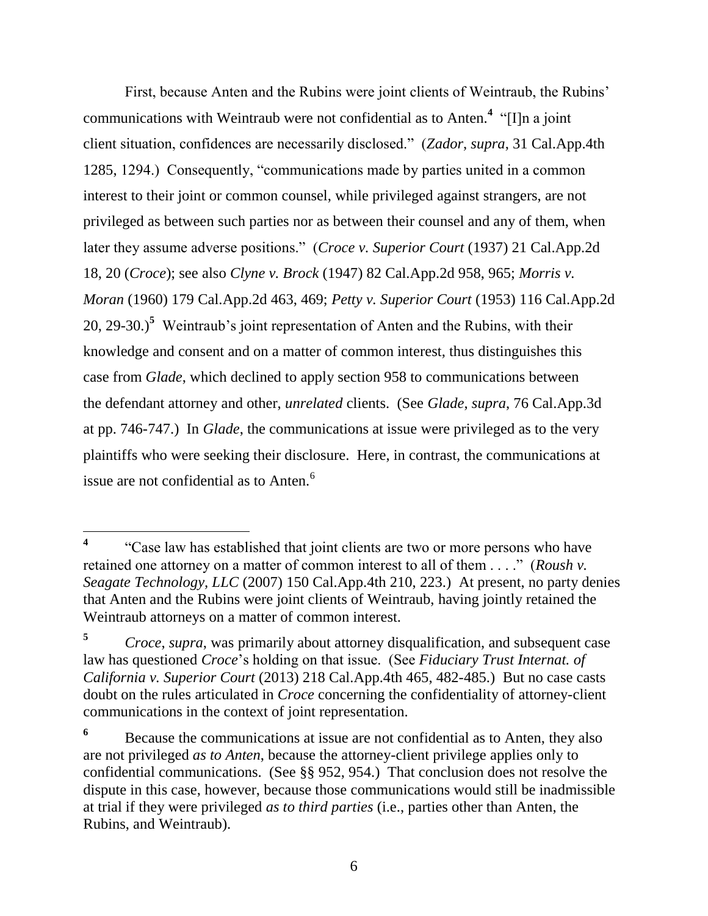First, because Anten and the Rubins were joint clients of Weintraub, the Rubins' communications with Weintraub were not confidential as to Anten.[4] "[I]n a joint client situation, confidences are necessarily disclosed." (*Zador*, *supra*, 31 Cal.App.4th 1285, 1294.) Consequently, "communications made by parties united in a common interest to their joint or common counsel, while privileged against strangers, are not privileged as between such parties nor as between their counsel and any of them, when later they assume adverse positions." (*Croce v. Superior Court* (1937) 21 Cal.App.2d 18, 20 (*Croce*); see also *Clyne v. Brock* (1947) 82 Cal.App.2d 958, 965; *Morris v. Moran* (1960) 179 Cal.App.2d 463, 469; *Petty v. Superior Court* (1953) 116 Cal.App.2d 20, 29-30.)[5] Weintraub's joint representation of Anten and the Rubins, with their knowledge and consent and on a matter of common interest, thus distinguishes this case from *Glade*, which declined to apply section 958 to communications between the defendant attorney and other, *unrelated* clients. (See *Glade*, *supra*, 76 Cal.App.3d at pp. 746-747.) In *Glade*, the communications at issue were privileged as to the very plaintiffs who were seeking their disclosure. Here, in contrast, the communications at issue are not confidential as to Anten.[6]

---

[4] "Case law has established that joint clients are two or more persons who have retained one attorney on a matter of common interest to all of them . . . ." (*Roush v. Seagate Technology, LLC* (2007) 150 Cal.App.4th 210, 223.) At present, no party denies that Anten and the Rubins were joint clients of Weintraub, having jointly retained the Weintraub attorneys on a matter of common interest.

[5] *Croce*, *supra*, was primarily about attorney disqualification, and subsequent case law has questioned *Croce*'s holding on that issue. (See *Fiduciary Trust Internat. of California v. Superior Court* (2013) 218 Cal.App.4th 465, 482-485.) But no case casts doubt on the rules articulated in *Croce* concerning the confidentiality of attorney-client communications in the context of joint representation.

[6] Because the communications at issue are not confidential as to Anten, they also are not privileged *as to Anten*, because the attorney-client privilege applies only to confidential communications. (See §§ 952, 954.) That conclusion does not resolve the dispute in this case, however, because those communications would still be inadmissible at trial if they were privileged *as to third parties* (i.e., parties other than Anten, the Rubins, and Weintraub).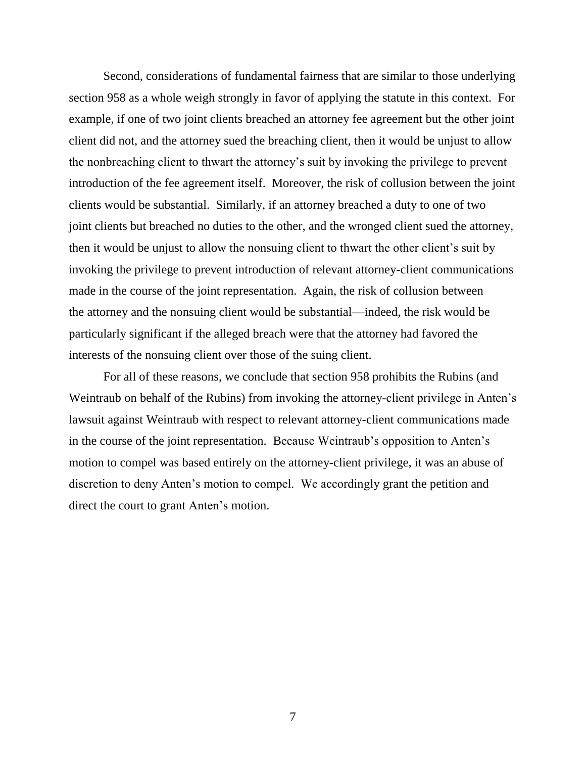Second, considerations of fundamental fairness that are similar to those underlying section 958 as a whole weigh strongly in favor of applying the statute in this context. For example, if one of two joint clients breached an attorney fee agreement but the other joint client did not, and the attorney sued the breaching client, then it would be unjust to allow the nonbreaching client to thwart the attorney's suit by invoking the privilege to prevent introduction of the fee agreement itself. Moreover, the risk of collusion between the joint clients would be substantial. Similarly, if an attorney breached a duty to one of two joint clients but breached no duties to the other, and the wronged client sued the attorney, then it would be unjust to allow the nonsuing client to thwart the other client's suit by invoking the privilege to prevent introduction of relevant attorney-client communications made in the course of the joint representation. Again, the risk of collusion between the attorney and the nonsuing client would be substantial—indeed, the risk would be particularly significant if the alleged breach were that the attorney had favored the interests of the nonsuing client over those of the suing client.

For all of these reasons, we conclude that section 958 prohibits the Rubins (and Weintraub on behalf of the Rubins) from invoking the attorney-client privilege in Anten's lawsuit against Weintraub with respect to relevant attorney-client communications made in the course of the joint representation. Because Weintraub's opposition to Anten's motion to compel was based entirely on the attorney-client privilege, it was an abuse of discretion to deny Anten's motion to compel. We accordingly grant the petition and direct the court to grant Anten's motion.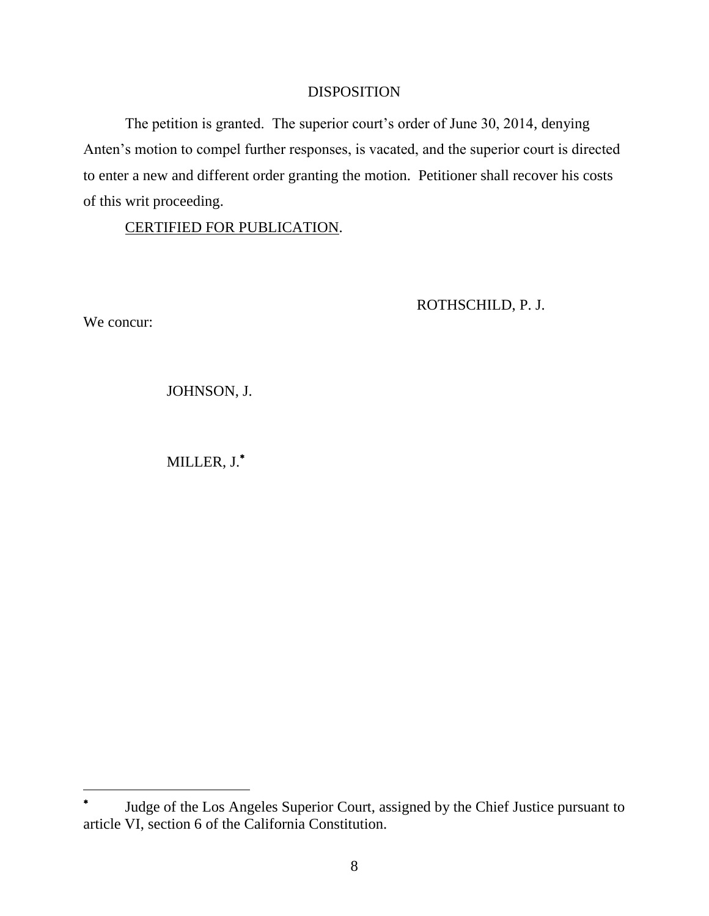## DISPOSITION

The petition is granted. The superior court's order of June 30, 2014, denying Anten's motion to compel further responses, is vacated, and the superior court is directed to enter a new and different order granting the motion. Petitioner shall recover his costs of this writ proceeding.

CERTIFIED FOR PUBLICATION.

ROTHSCHILD, P. J.

We concur:

JOHNSON, J.

MILLER, J.*

---

* Judge of the Los Angeles Superior Court, assigned by the Chief Justice pursuant to article VI, section 6 of the California Constitution.